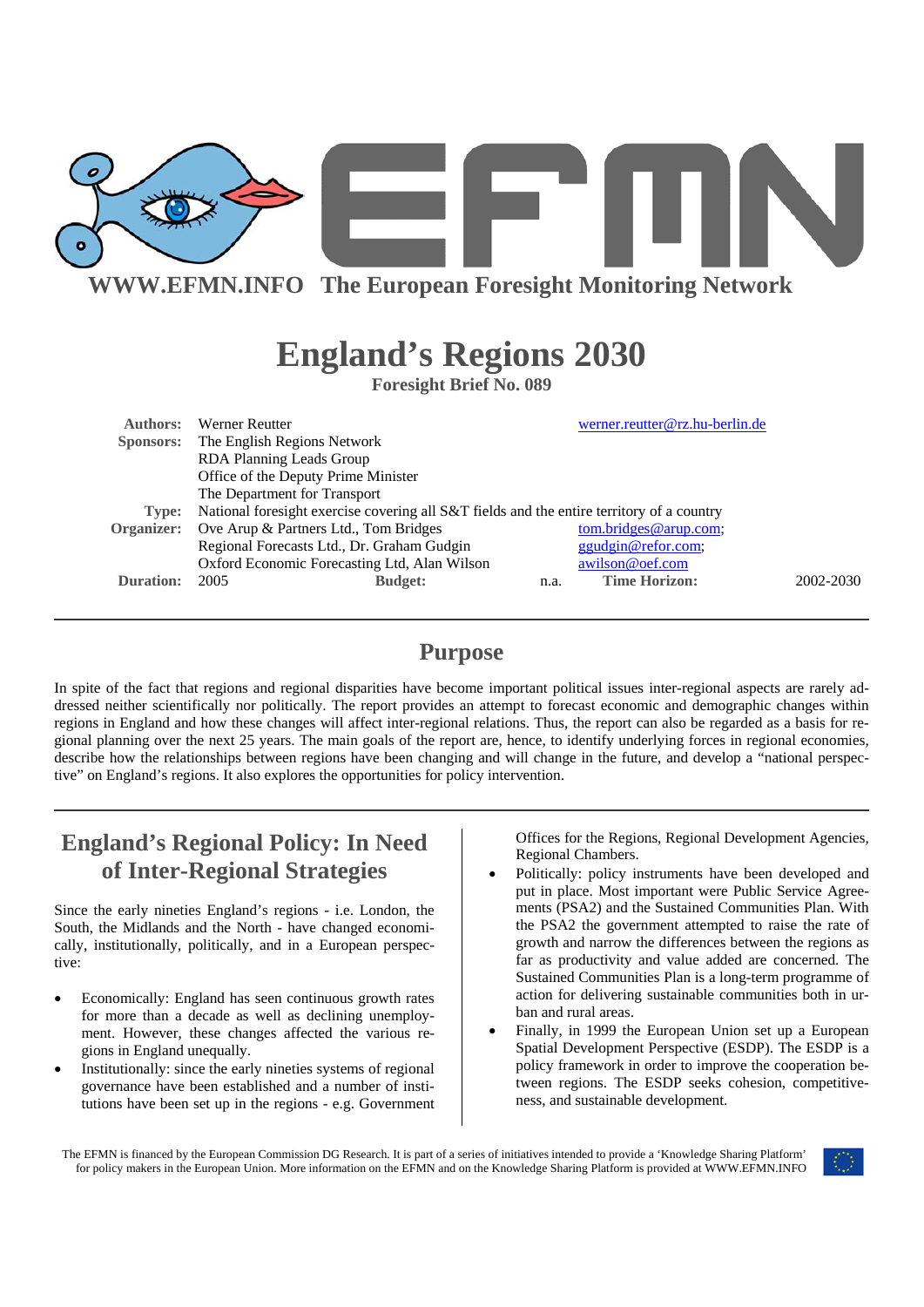WWW.EFMN.INFO The European Foresight Monitoring Network

# England's Regions 2030

**Foresight Brief No. 089**

| | | | |
|---|---|---|---|
| **Authors:** | Werner Reutter | | werner.reutter@rz.hu-berlin.de |
| **Sponsors:** | The English Regions Network<br>RDA Planning Leads Group<br>Office of the Deputy Prime Minister<br>The Department for Transport | | |
| **Type:** | National foresight exercise covering all S&T fields and the entire territory of a country | | |
| **Organizer:** | Ove Arup & Partners Ltd., Tom Bridges<br>Regional Forecasts Ltd., Dr. Graham Gudgin<br>Oxford Economic Forecasting Ltd, Alan Wilson | | tom.bridges@arup.com;<br>ggudgin@refor.com;<br>awilson@oef.com |
| **Duration:** | 2005 | **Budget:** n.a. | **Time Horizon:** 2002-2030 |

## Purpose

In spite of the fact that regions and regional disparities have become important political issues inter-regional aspects are rarely addressed neither scientifically nor politically. The report provides an attempt to forecast economic and demographic changes within regions in England and how these changes will affect inter-regional relations. Thus, the report can also be regarded as a basis for regional planning over the next 25 years. The main goals of the report are, hence, to identify underlying forces in regional economies, describe how the relationships between regions have been changing and will change in the future, and develop a "national perspective" on England's regions. It also explores the opportunities for policy intervention.

## England's Regional Policy: In Need of Inter-Regional Strategies

Since the early nineties England's regions - i.e. London, the South, the Midlands and the North - have changed economically, institutionally, politically, and in a European perspective:

- Economically: England has seen continuous growth rates for more than a decade as well as declining unemployment. However, these changes affected the various regions in England unequally.
- Institutionally: since the early nineties systems of regional governance have been established and a number of institutions have been set up in the regions - e.g. Government Offices for the Regions, Regional Development Agencies, Regional Chambers.
- Politically: policy instruments have been developed and put in place. Most important were Public Service Agreements (PSA2) and the Sustained Communities Plan. With the PSA2 the government attempted to raise the rate of growth and narrow the differences between the regions as far as productivity and value added are concerned. The Sustained Communities Plan is a long-term programme of action for delivering sustainable communities both in urban and rural areas.
- Finally, in 1999 the European Union set up a European Spatial Development Perspective (ESDP). The ESDP is a policy framework in order to improve the cooperation between regions. The ESDP seeks cohesion, competitiveness, and sustainable development.

The EFMN is financed by the European Commission DG Research. It is part of a series of initiatives intended to provide a 'Knowledge Sharing Platform' for policy makers in the European Union. More information on the EFMN and on the Knowledge Sharing Platform is provided at WWW.EFMN.INFO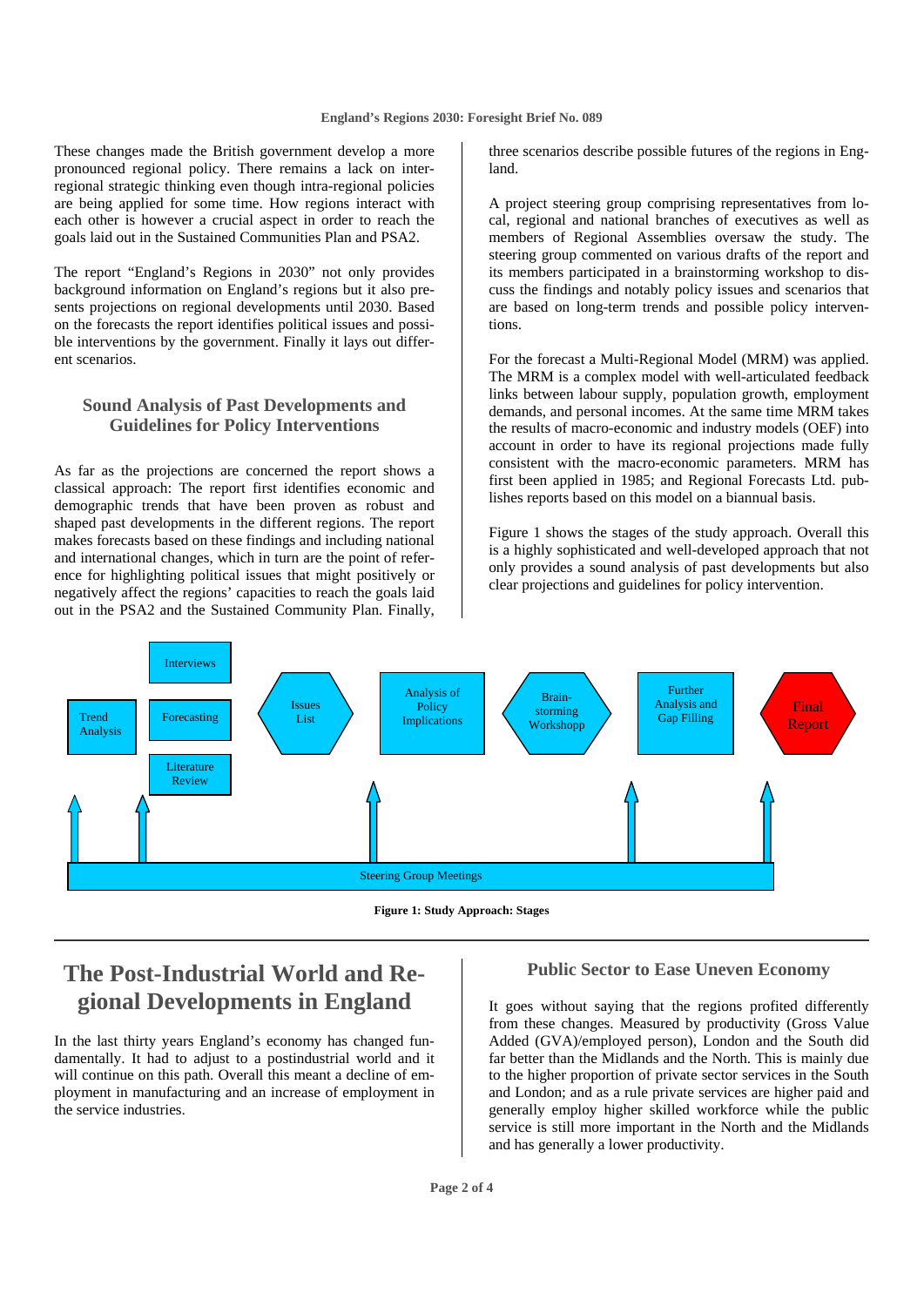These changes made the British government develop a more pronounced regional policy. There remains a lack on inter-regional strategic thinking even though intra-regional policies are being applied for some time. How regions interact with each other is however a crucial aspect in order to reach the goals laid out in the Sustained Communities Plan and PSA2.

The report "England's Regions in 2030" not only provides background information on England's regions but it also presents projections on regional developments until 2030. Based on the forecasts the report identifies political issues and possible interventions by the government. Finally it lays out different scenarios.

## Sound Analysis of Past Developments and Guidelines for Policy Interventions

As far as the projections are concerned the report shows a classical approach: The report first identifies economic and demographic trends that have been proven as robust and shaped past developments in the different regions. The report makes forecasts based on these findings and including national and international changes, which in turn are the point of reference for highlighting political issues that might positively or negatively affect the regions' capacities to reach the goals laid out in the PSA2 and the Sustained Community Plan. Finally, three scenarios describe possible futures of the regions in England.

A project steering group comprising representatives from local, regional and national branches of executives as well as members of Regional Assemblies oversaw the study. The steering group commented on various drafts of the report and its members participated in a brainstorming workshop to discuss the findings and notably policy issues and scenarios that are based on long-term trends and possible policy interventions.

For the forecast a Multi-Regional Model (MRM) was applied. The MRM is a complex model with well-articulated feedback links between labour supply, population growth, employment demands, and personal incomes. At the same time MRM takes the results of macro-economic and industry models (OEF) into account in order to have its regional projections made fully consistent with the macro-economic parameters. MRM has first been applied in 1985; and Regional Forecasts Ltd. publishes reports based on this model on a biannual basis.

Figure 1 shows the stages of the study approach. Overall this is a highly sophisticated and well-developed approach that not only provides a sound analysis of past developments but also clear projections and guidelines for policy intervention.

Trend Analysis → Interviews / Forecasting / Literature Review → Issues List → Analysis of Policy Implications → Brain-storming Workshopp → Further Analysis and Gap Filling → Final Report

Steering Group Meetings

**Figure 1: Study Approach: Stages**

## The Post-Industrial World and Regional Developments in England

In the last thirty years England's economy has changed fundamentally. It had to adjust to a postindustrial world and it will continue on this path. Overall this meant a decline of employment in manufacturing and an increase of employment in the service industries.

### Public Sector to Ease Uneven Economy

It goes without saying that the regions profited differently from these changes. Measured by productivity (Gross Value Added (GVA)/employed person), London and the South did far better than the Midlands and the North. This is mainly due to the higher proportion of private sector services in the South and London; and as a rule private services are higher paid and generally employ higher skilled workforce while the public service is still more important in the North and the Midlands and has generally a lower productivity.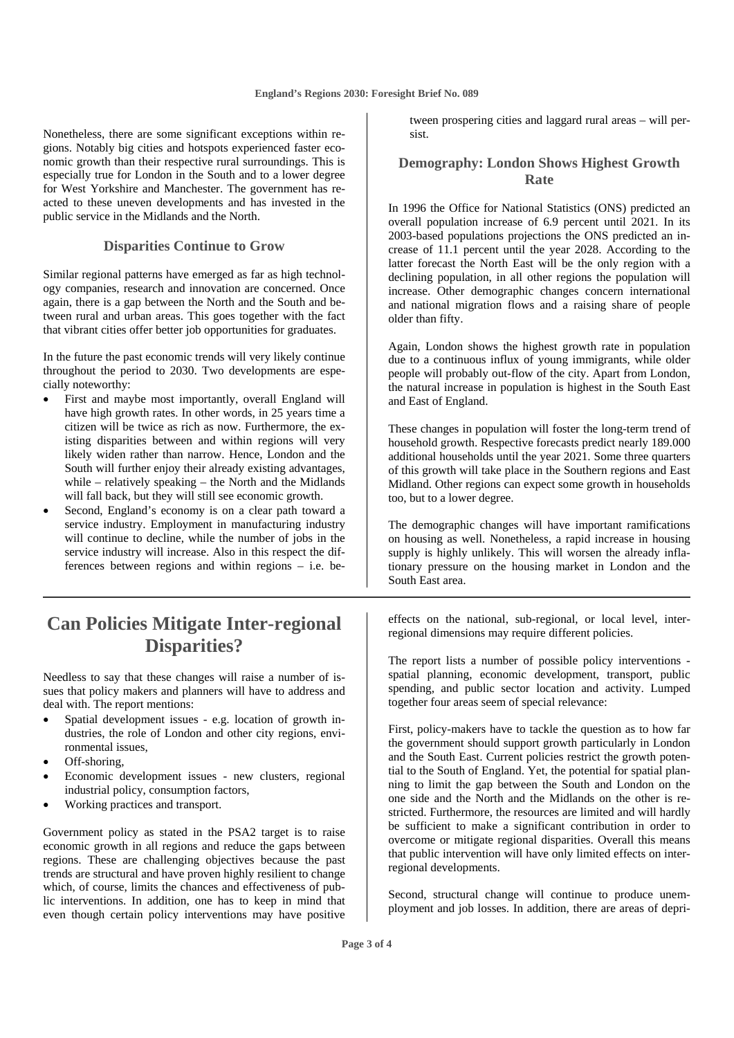Nonetheless, there are some significant exceptions within regions. Notably big cities and hotspots experienced faster economic growth than their respective rural surroundings. This is especially true for London in the South and to a lower degree for West Yorkshire and Manchester. The government has reacted to these uneven developments and has invested in the public service in the Midlands and the North.

### Disparities Continue to Grow

Similar regional patterns have emerged as far as high technology companies, research and innovation are concerned. Once again, there is a gap between the North and the South and between rural and urban areas. This goes together with the fact that vibrant cities offer better job opportunities for graduates.

In the future the past economic trends will very likely continue throughout the period to 2030. Two developments are especially noteworthy:

- First and maybe most importantly, overall England will have high growth rates. In other words, in 25 years time a citizen will be twice as rich as now. Furthermore, the existing disparities between and within regions will very likely widen rather than narrow. Hence, London and the South will further enjoy their already existing advantages, while – relatively speaking – the North and the Midlands will fall back, but they will still see economic growth.
- Second, England's economy is on a clear path toward a service industry. Employment in manufacturing industry will continue to decline, while the number of jobs in the service industry will increase. Also in this respect the differences between regions and within regions – i.e. between prospering cities and laggard rural areas – will persist.

### Demography: London Shows Highest Growth Rate

In 1996 the Office for National Statistics (ONS) predicted an overall population increase of 6.9 percent until 2021. In its 2003-based populations projections the ONS predicted an increase of 11.1 percent until the year 2028. According to the latter forecast the North East will be the only region with a declining population, in all other regions the population will increase. Other demographic changes concern international and national migration flows and a raising share of people older than fifty.

Again, London shows the highest growth rate in population due to a continuous influx of young immigrants, while older people will probably out-flow of the city. Apart from London, the natural increase in population is highest in the South East and East of England.

These changes in population will foster the long-term trend of household growth. Respective forecasts predict nearly 189.000 additional households until the year 2021. Some three quarters of this growth will take place in the Southern regions and East Midland. Other regions can expect some growth in households too, but to a lower degree.

The demographic changes will have important ramifications on housing as well. Nonetheless, a rapid increase in housing supply is highly unlikely. This will worsen the already inflationary pressure on the housing market in London and the South East area.

## Can Policies Mitigate Inter-regional Disparities?

Needless to say that these changes will raise a number of issues that policy makers and planners will have to address and deal with. The report mentions:

- Spatial development issues - e.g. location of growth industries, the role of London and other city regions, environmental issues,
- Off-shoring,
- Economic development issues - new clusters, regional industrial policy, consumption factors,
- Working practices and transport.

Government policy as stated in the PSA2 target is to raise economic growth in all regions and reduce the gaps between regions. These are challenging objectives because the past trends are structural and have proven highly resilient to change which, of course, limits the chances and effectiveness of public interventions. In addition, one has to keep in mind that even though certain policy interventions may have positive effects on the national, sub-regional, or local level, inter-regional dimensions may require different policies.

The report lists a number of possible policy interventions - spatial planning, economic development, transport, public spending, and public sector location and activity. Lumped together four areas seem of special relevance:

First, policy-makers have to tackle the question as to how far the government should support growth particularly in London and the South East. Current policies restrict the growth potential to the South of England. Yet, the potential for spatial planning to limit the gap between the South and London on the one side and the North and the Midlands on the other is restricted. Furthermore, the resources are limited and will hardly be sufficient to make a significant contribution in order to overcome or mitigate regional disparities. Overall this means that public intervention will have only limited effects on inter-regional developments.

Second, structural change will continue to produce unemployment and job losses. In addition, there are areas of depri-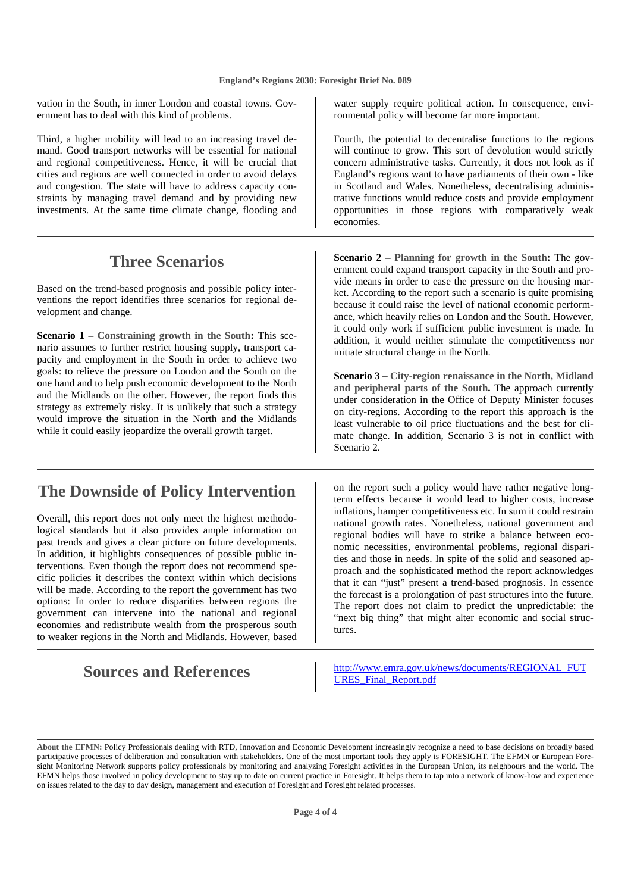vation in the South, in inner London and coastal towns. Government has to deal with this kind of problems.

Third, a higher mobility will lead to an increasing travel demand. Good transport networks will be essential for national and regional competitiveness. Hence, it will be crucial that cities and regions are well connected in order to avoid delays and congestion. The state will have to address capacity constraints by managing travel demand and by providing new investments. At the same time climate change, flooding and water supply require political action. In consequence, environmental policy will become far more important.

Fourth, the potential to decentralise functions to the regions will continue to grow. This sort of devolution would strictly concern administrative tasks. Currently, it does not look as if England's regions want to have parliaments of their own - like in Scotland and Wales. Nonetheless, decentralising administrative functions would reduce costs and provide employment opportunities in those regions with comparatively weak economies.

## Three Scenarios

Based on the trend-based prognosis and possible policy interventions the report identifies three scenarios for regional development and change.

**Scenario 1 – Constraining growth in the South:** This scenario assumes to further restrict housing supply, transport capacity and employment in the South in order to achieve two goals: to relieve the pressure on London and the South on the one hand and to help push economic development to the North and the Midlands on the other. However, the report finds this strategy as extremely risky. It is unlikely that such a strategy would improve the situation in the North and the Midlands while it could easily jeopardize the overall growth target.

**Scenario 2 – Planning for growth in the South:** The government could expand transport capacity in the South and provide means in order to ease the pressure on the housing market. According to the report such a scenario is quite promising because it could raise the level of national economic performance, which heavily relies on London and the South. However, it could only work if sufficient public investment is made. In addition, it would neither stimulate the competitiveness nor initiate structural change in the North.

**Scenario 3 – City-region renaissance in the North, Midland and peripheral parts of the South.** The approach currently under consideration in the Office of Deputy Minister focuses on city-regions. According to the report this approach is the least vulnerable to oil price fluctuations and the best for climate change. In addition, Scenario 3 is not in conflict with Scenario 2.

## The Downside of Policy Intervention

Overall, this report does not only meet the highest methodological standards but it also provides ample information on past trends and gives a clear picture on future developments. In addition, it highlights consequences of possible public interventions. Even though the report does not recommend specific policies it describes the context within which decisions will be made. According to the report the government has two options: In order to reduce disparities between regions the government can intervene into the national and regional economies and redistribute wealth from the prosperous south to weaker regions in the North and Midlands. However, based on the report such a policy would have rather negative long-term effects because it would lead to higher costs, increase inflations, hamper competitiveness etc. In sum it could restrain national growth rates. Nonetheless, national government and regional bodies will have to strike a balance between economic necessities, environmental problems, regional disparities and those in needs. In spite of the solid and seasoned approach and the sophisticated method the report acknowledges that it can "just" present a trend-based prognosis. In essence the forecast is a prolongation of past structures into the future. The report does not claim to predict the unpredictable: the "next big thing" that might alter economic and social structures.

## Sources and References

[http://www.emra.gov.uk/news/documents/REGIONAL_FUTURES_Final_Report.pdf](http://www.emra.gov.uk/news/documents/REGIONAL_FUTURES_Final_Report.pdf)

**About the EFMN:** Policy Professionals dealing with RTD, Innovation and Economic Development increasingly recognize a need to base decisions on broadly based participative processes of deliberation and consultation with stakeholders. One of the most important tools they apply is FORESIGHT. The EFMN or European Foresight Monitoring Network supports policy professionals by monitoring and analyzing Foresight activities in the European Union, its neighbours and the world. The EFMN helps those involved in policy development to stay up to date on current practice in Foresight. It helps them to tap into a network of know-how and experience on issues related to the day to day design, management and execution of Foresight and Foresight related processes.